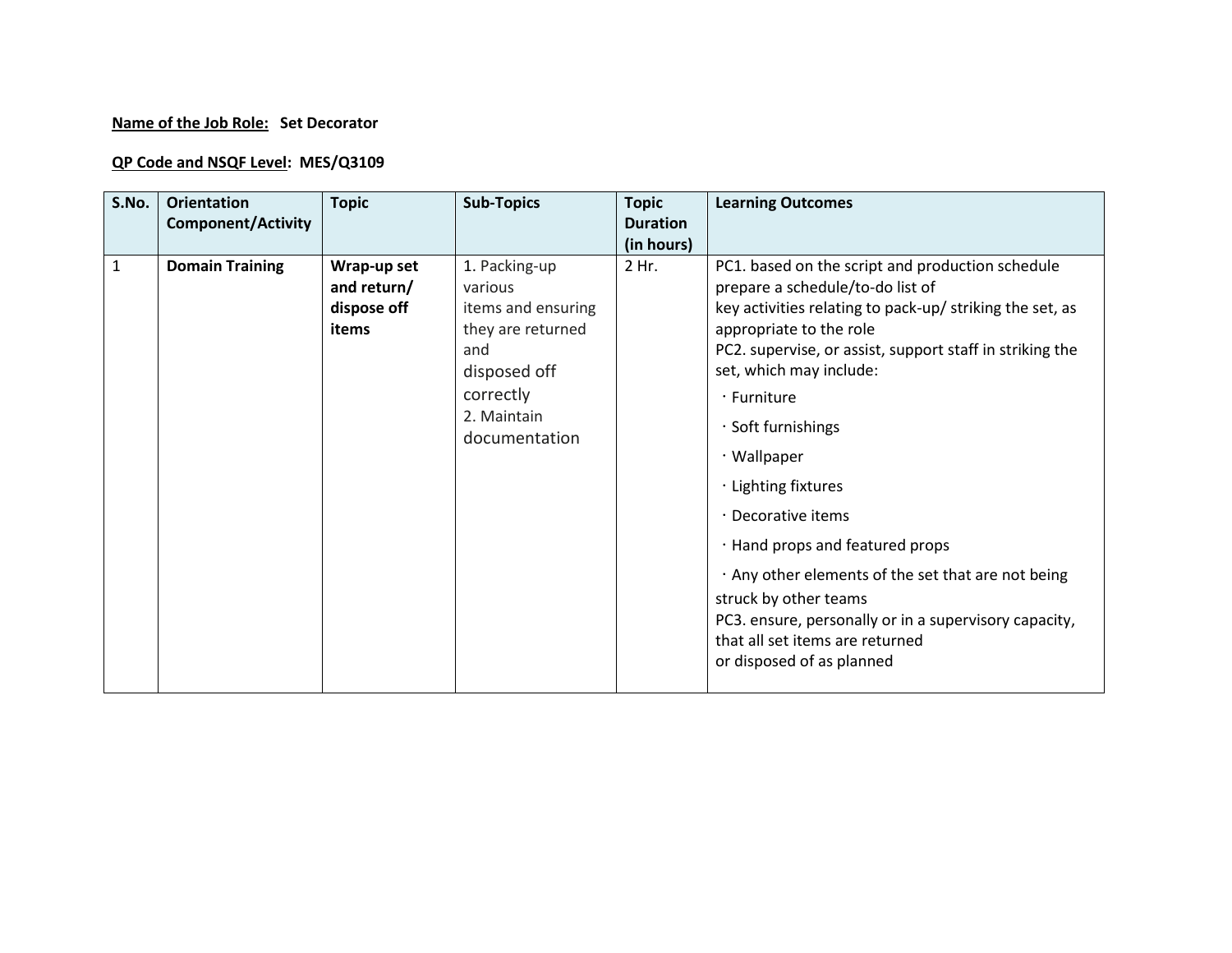**Name of the Job Role:** **Set Decorator**

**QP Code and NSQF Level:** **MES/Q3109**

| S.No. | Orientation Component/Activity | Topic | Sub-Topics | Topic Duration (in hours) | Learning Outcomes |
|---|---|---|---|---|---|
| 1 | **Domain Training** | **Wrap-up set and return/ dispose off items** | 1. Packing-up various items and ensuring they are returned and disposed off correctly<br>2. Maintain documentation | 2 Hr. | PC1. based on the script and production schedule prepare a schedule/to-do list of key activities relating to pack-up/ striking the set, as appropriate to the role<br>PC2. supervise, or assist, support staff in striking the set, which may include:<br>· Furniture<br>· Soft furnishings<br>· Wallpaper<br>· Lighting fixtures<br>· Decorative items<br>· Hand props and featured props<br>· Any other elements of the set that are not being struck by other teams<br>PC3. ensure, personally or in a supervisory capacity, that all set items are returned or disposed of as planned |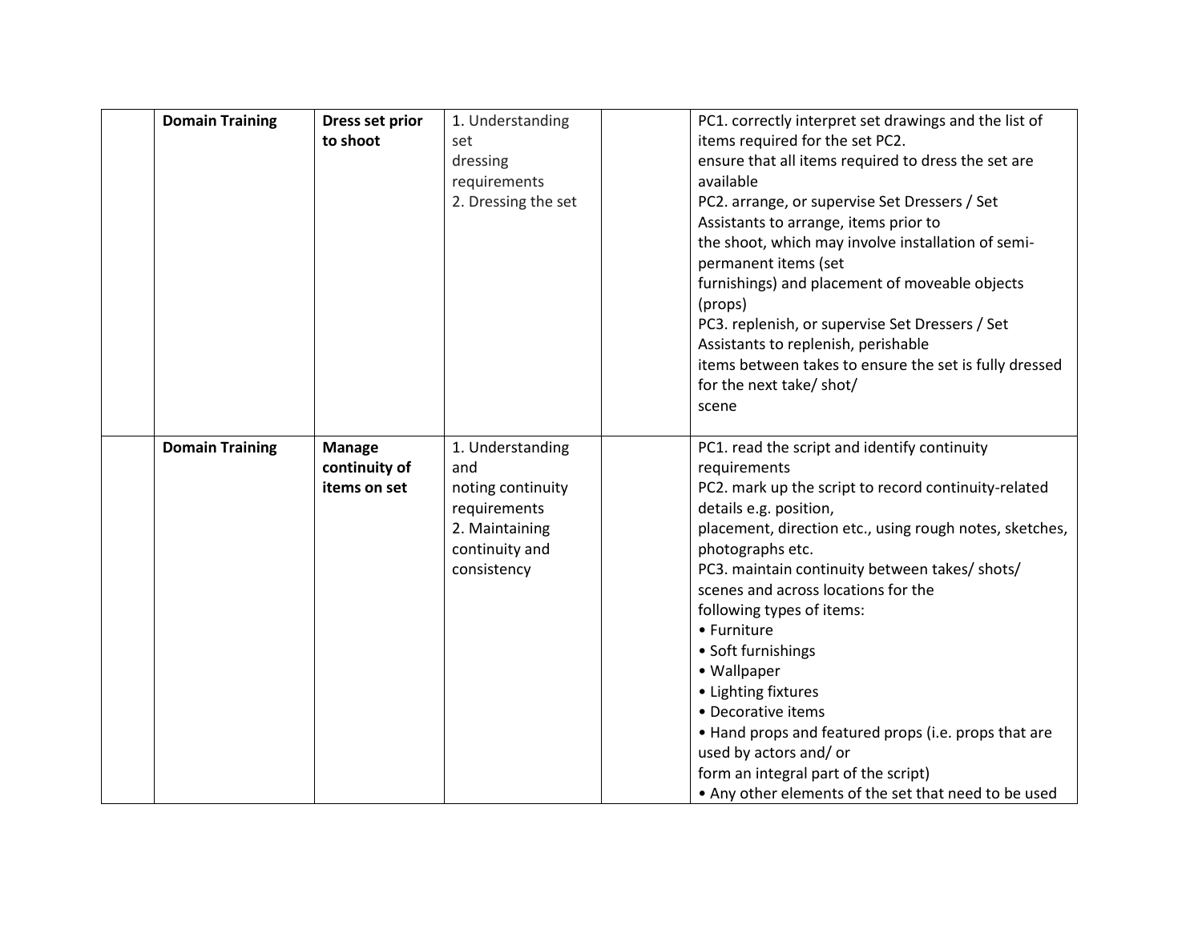|  |  |  |  |  |  |
|---|---|---|---|---|---|
|  | **Domain Training** | **Dress set prior to shoot** | 1. Understanding set dressing requirements<br>2. Dressing the set |  | PC1. correctly interpret set drawings and the list of items required for the set PC2.<br>ensure that all items required to dress the set are available<br>PC2. arrange, or supervise Set Dressers / Set Assistants to arrange, items prior to the shoot, which may involve installation of semi-permanent items (set furnishings) and placement of moveable objects (props)<br>PC3. replenish, or supervise Set Dressers / Set Assistants to replenish, perishable items between takes to ensure the set is fully dressed for the next take/ shot/ scene |
|  | **Domain Training** | **Manage continuity of items on set** | 1. Understanding and noting continuity requirements<br>2. Maintaining continuity and consistency |  | PC1. read the script and identify continuity requirements<br>PC2. mark up the script to record continuity-related details e.g. position, placement, direction etc., using rough notes, sketches, photographs etc.<br>PC3. maintain continuity between takes/ shots/ scenes and across locations for the following types of items:<br>• Furniture<br>• Soft furnishings<br>• Wallpaper<br>• Lighting fixtures<br>• Decorative items<br>• Hand props and featured props (i.e. props that are used by actors and/ or form an integral part of the script)<br>• Any other elements of the set that need to be used |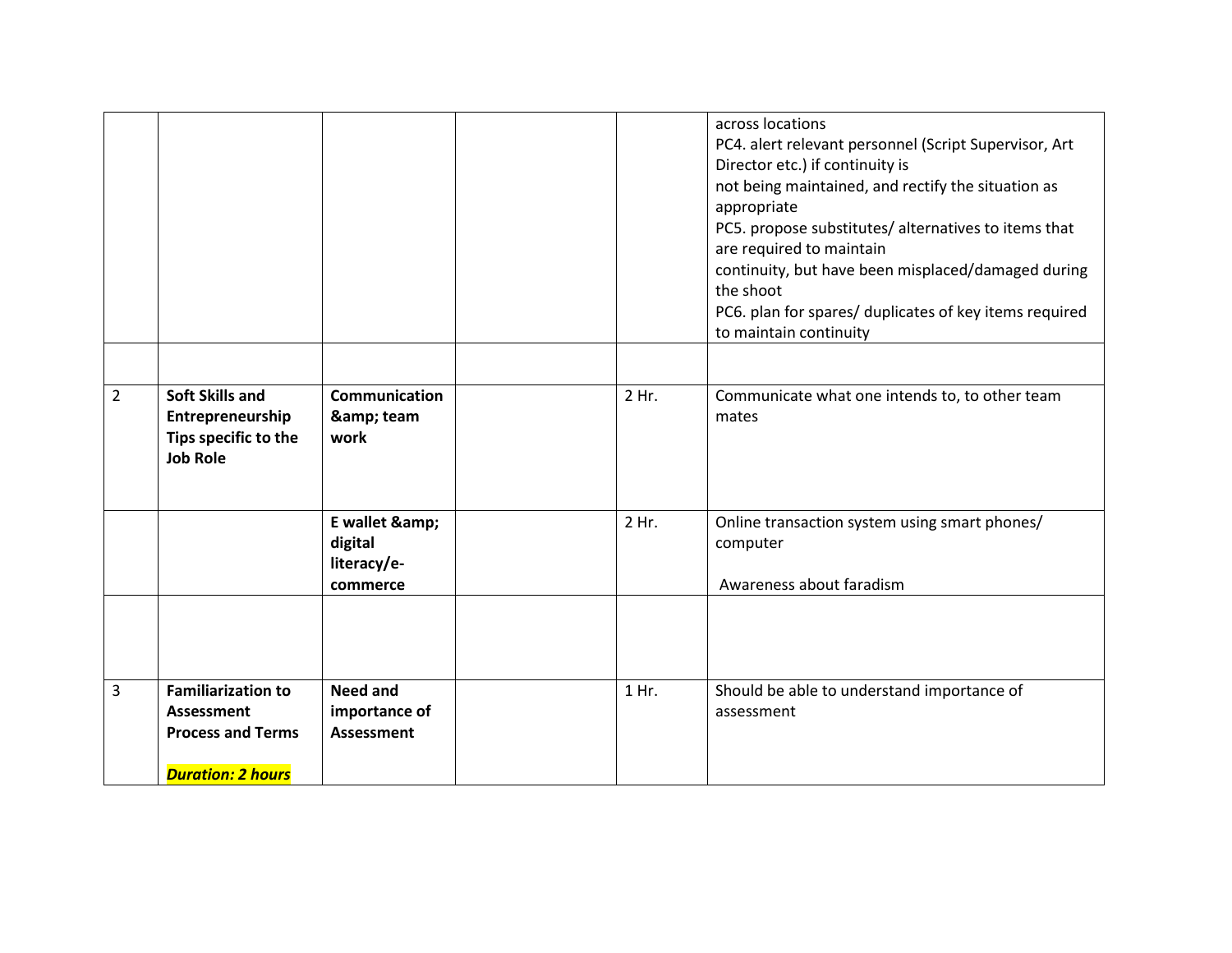| | | | | | |
|---|---|---|---|---|---|
| | | | | | across locations<br>PC4. alert relevant personnel (Script Supervisor, Art Director etc.) if continuity is<br>not being maintained, and rectify the situation as appropriate<br>PC5. propose substitutes/ alternatives to items that are required to maintain<br>continuity, but have been misplaced/damaged during the shoot<br>PC6. plan for spares/ duplicates of key items required to maintain continuity |
| | | | | | |
| 2 | **Soft Skills and Entrepreneurship Tips specific to the Job Role** | **Communication &amp; team work** | | 2 Hr. | Communicate what one intends to, to other team mates |
| | | **E wallet &amp; digital literacy/e-commerce** | | 2 Hr. | Online transaction system using smart phones/ computer<br><br>Awareness about faradism |
| | | | | | |
| 3 | **Familiarization to Assessment Process and Terms**<br><br>***Duration: 2 hours*** | **Need and importance of Assessment** | | 1 Hr. | Should be able to understand importance of assessment |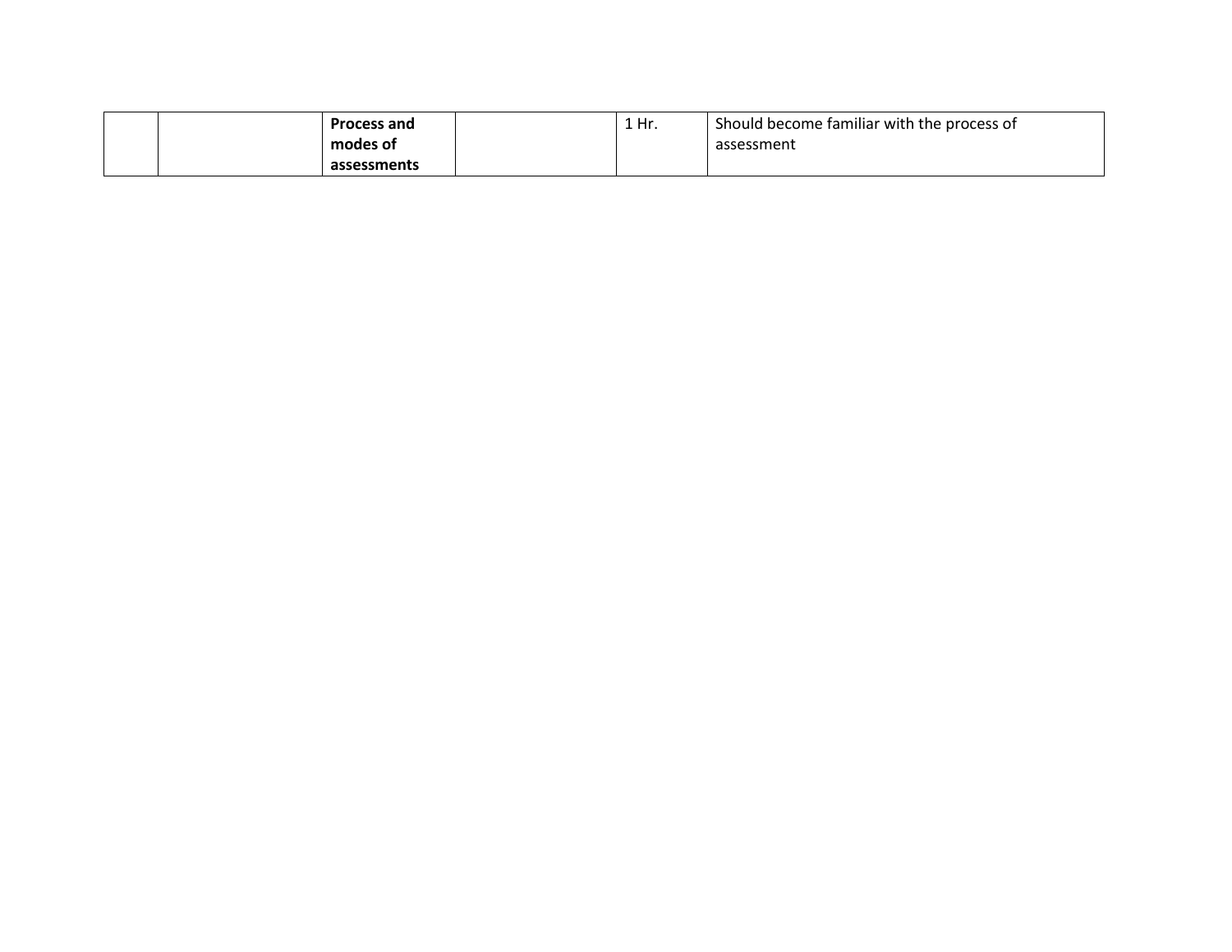| | | | | | |
|---|---|---|---|---|---|
| | | **Process and modes of assessments** | | 1 Hr. | Should become familiar with the process of assessment |